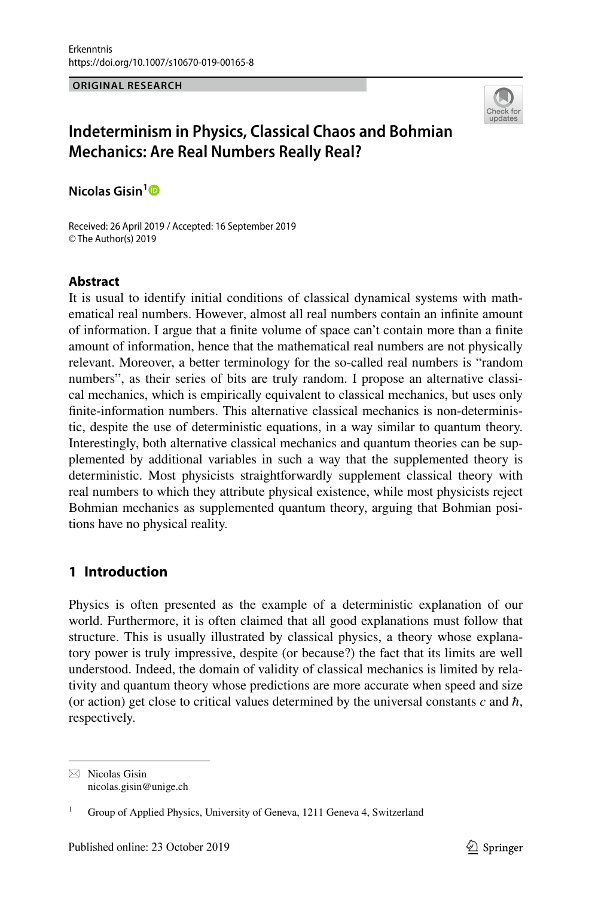Erkenntnis
https://doi.org/10.1007/s10670-019-00165-8

**ORIGINAL RESEARCH**

# Indeterminism in Physics, Classical Chaos and Bohmian Mechanics: Are Real Numbers Really Real?

**Nicolas Gisin**[1]

Received: 26 April 2019 / Accepted: 16 September 2019
© The Author(s) 2019

### Abstract

It is usual to identify initial conditions of classical dynamical systems with mathematical real numbers. However, almost all real numbers contain an infinite amount of information. I argue that a finite volume of space can't contain more than a finite amount of information, hence that the mathematical real numbers are not physically relevant. Moreover, a better terminology for the so-called real numbers is "random numbers", as their series of bits are truly random. I propose an alternative classical mechanics, which is empirically equivalent to classical mechanics, but uses only finite-information numbers. This alternative classical mechanics is non-deterministic, despite the use of deterministic equations, in a way similar to quantum theory. Interestingly, both alternative classical mechanics and quantum theories can be supplemented by additional variables in such a way that the supplemented theory is deterministic. Most physicists straightforwardly supplement classical theory with real numbers to which they attribute physical existence, while most physicists reject Bohmian mechanics as supplemented quantum theory, arguing that Bohmian positions have no physical reality.

## 1 Introduction

Physics is often presented as the example of a deterministic explanation of our world. Furthermore, it is often claimed that all good explanations must follow that structure. This is usually illustrated by classical physics, a theory whose explanatory power is truly impressive, despite (or because?) the fact that its limits are well understood. Indeed, the domain of validity of classical mechanics is limited by relativity and quantum theory whose predictions are more accurate when speed and size (or action) get close to critical values determined by the universal constants $c$ and $\hbar$, respectively.

---

✉ Nicolas Gisin
nicolas.gisin@unige.ch

[1] Group of Applied Physics, University of Geneva, 1211 Geneva 4, Switzerland

Published online: 23 October 2019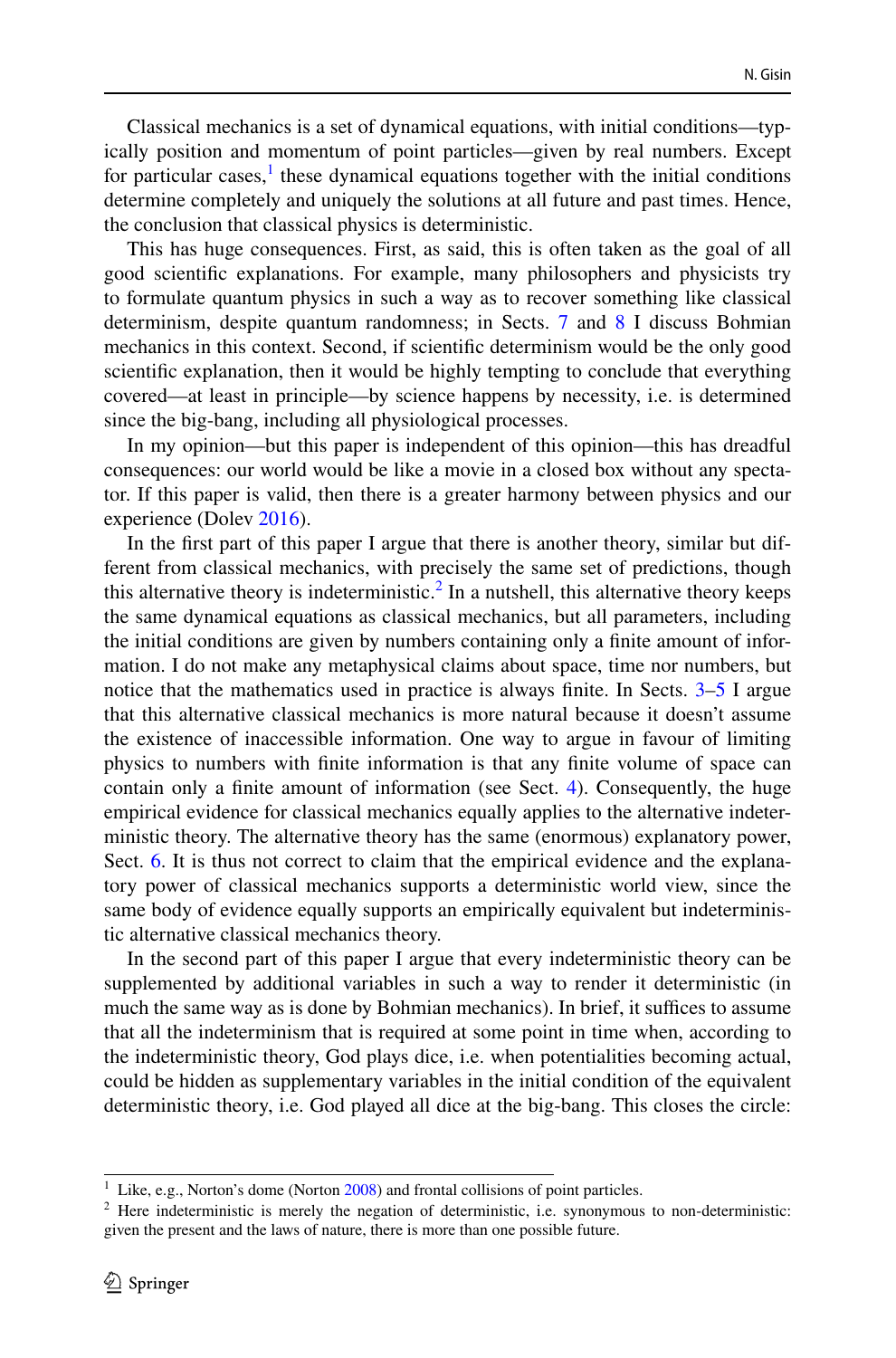Classical mechanics is a set of dynamical equations, with initial conditions—typically position and momentum of point particles—given by real numbers. Except for particular cases,[1] these dynamical equations together with the initial conditions determine completely and uniquely the solutions at all future and past times. Hence, the conclusion that classical physics is deterministic.

This has huge consequences. First, as said, this is often taken as the goal of all good scientific explanations. For example, many philosophers and physicists try to formulate quantum physics in such a way as to recover something like classical determinism, despite quantum randomness; in Sects. 7 and 8 I discuss Bohmian mechanics in this context. Second, if scientific determinism would be the only good scientific explanation, then it would be highly tempting to conclude that everything covered—at least in principle—by science happens by necessity, i.e. is determined since the big-bang, including all physiological processes.

In my opinion—but this paper is independent of this opinion—this has dreadful consequences: our world would be like a movie in a closed box without any spectator. If this paper is valid, then there is a greater harmony between physics and our experience (Dolev 2016).

In the first part of this paper I argue that there is another theory, similar but different from classical mechanics, with precisely the same set of predictions, though this alternative theory is indeterministic.[2] In a nutshell, this alternative theory keeps the same dynamical equations as classical mechanics, but all parameters, including the initial conditions are given by numbers containing only a finite amount of information. I do not make any metaphysical claims about space, time nor numbers, but notice that the mathematics used in practice is always finite. In Sects. 3–5 I argue that this alternative classical mechanics is more natural because it doesn't assume the existence of inaccessible information. One way to argue in favour of limiting physics to numbers with finite information is that any finite volume of space can contain only a finite amount of information (see Sect. 4). Consequently, the huge empirical evidence for classical mechanics equally applies to the alternative indeterministic theory. The alternative theory has the same (enormous) explanatory power, Sect. 6. It is thus not correct to claim that the empirical evidence and the explanatory power of classical mechanics supports a deterministic world view, since the same body of evidence equally supports an empirically equivalent but indeterministic alternative classical mechanics theory.

In the second part of this paper I argue that every indeterministic theory can be supplemented by additional variables in such a way to render it deterministic (in much the same way as is done by Bohmian mechanics). In brief, it suffices to assume that all the indeterminism that is required at some point in time when, according to the indeterministic theory, God plays dice, i.e. when potentialities becoming actual, could be hidden as supplementary variables in the initial condition of the equivalent deterministic theory, i.e. God played all dice at the big-bang. This closes the circle:

---

[1] Like, e.g., Norton's dome (Norton 2008) and frontal collisions of point particles.

[2] Here indeterministic is merely the negation of deterministic, i.e. synonymous to non-deterministic: given the present and the laws of nature, there is more than one possible future.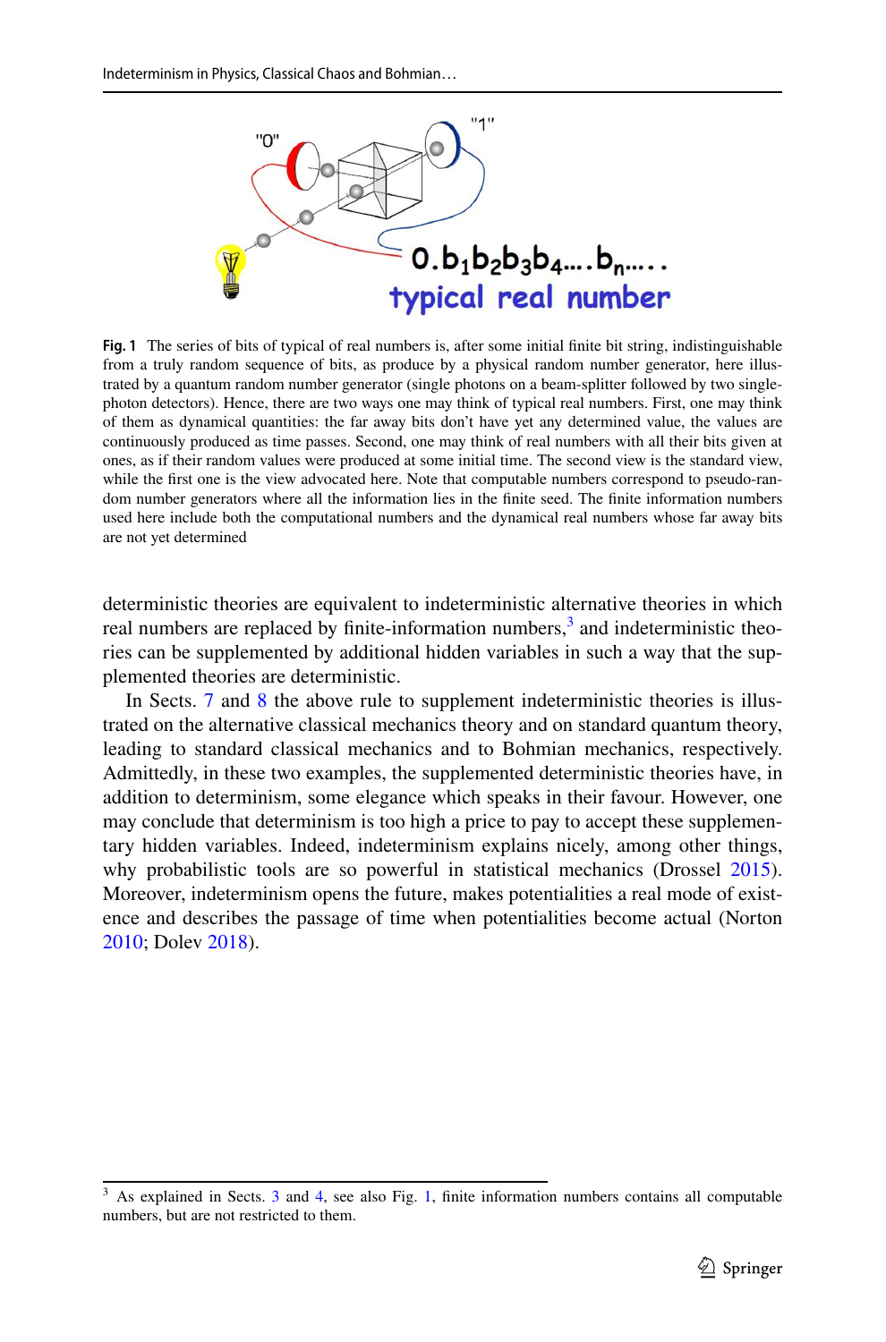Fig. 1 The series of bits of typical of real numbers is, after some initial finite bit string, indistinguishable from a truly random sequence of bits, as produce by a physical random number generator, here illustrated by a quantum random number generator (single photons on a beam-splitter followed by two single-photon detectors). Hence, there are two ways one may think of typical real numbers. First, one may think of them as dynamical quantities: the far away bits don't have yet any determined value, the values are continuously produced as time passes. Second, one may think of real numbers with all their bits given at ones, as if their random values were produced at some initial time. The second view is the standard view, while the first one is the view advocated here. Note that computable numbers correspond to pseudo-random number generators where all the information lies in the finite seed. The finite information numbers used here include both the computational numbers and the dynamical real numbers whose far away bits are not yet determined

deterministic theories are equivalent to indeterministic alternative theories in which real numbers are replaced by finite-information numbers,[3] and indeterministic theories can be supplemented by additional hidden variables in such a way that the supplemented theories are deterministic.

In Sects. 7 and 8 the above rule to supplement indeterministic theories is illustrated on the alternative classical mechanics theory and on standard quantum theory, leading to standard classical mechanics and to Bohmian mechanics, respectively. Admittedly, in these two examples, the supplemented deterministic theories have, in addition to determinism, some elegance which speaks in their favour. However, one may conclude that determinism is too high a price to pay to accept these supplementary hidden variables. Indeed, indeterminism explains nicely, among other things, why probabilistic tools are so powerful in statistical mechanics (Drossel 2015). Moreover, indeterminism opens the future, makes potentialities a real mode of existence and describes the passage of time when potentialities become actual (Norton 2010; Dolev 2018).

[3] As explained in Sects. 3 and 4, see also Fig. 1, finite information numbers contains all computable numbers, but are not restricted to them.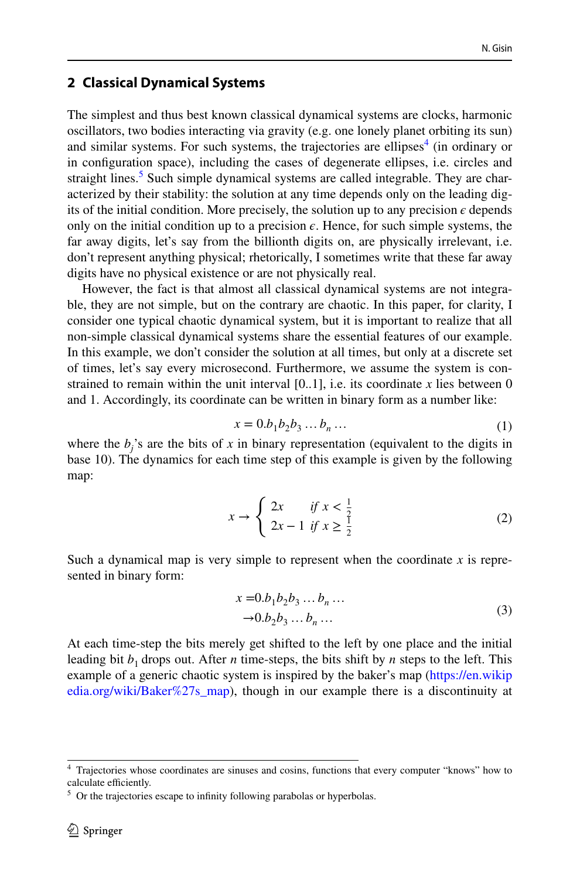## 2 Classical Dynamical Systems

The simplest and thus best known classical dynamical systems are clocks, harmonic oscillators, two bodies interacting via gravity (e.g. one lonely planet orbiting its sun) and similar systems. For such systems, the trajectories are ellipses[4] (in ordinary or in configuration space), including the cases of degenerate ellipses, i.e. circles and straight lines.[5] Such simple dynamical systems are called integrable. They are characterized by their stability: the solution at any time depends only on the leading digits of the initial condition. More precisely, the solution up to any precision $\epsilon$ depends only on the initial condition up to a precision $\epsilon$. Hence, for such simple systems, the far away digits, let's say from the billionth digits on, are physically irrelevant, i.e. don't represent anything physical; rhetorically, I sometimes write that these far away digits have no physical existence or are not physically real.

However, the fact is that almost all classical dynamical systems are not integrable, they are not simple, but on the contrary are chaotic. In this paper, for clarity, I consider one typical chaotic dynamical system, but it is important to realize that all non-simple classical dynamical systems share the essential features of our example. In this example, we don't consider the solution at all times, but only at a discrete set of times, let's say every microsecond. Furthermore, we assume the system is constrained to remain within the unit interval [0..1], i.e. its coordinate $x$ lies between 0 and 1. Accordingly, its coordinate can be written in binary form as a number like:

$$x = 0.b_1 b_2 b_3 \dots b_n \dots \tag{1}$$

where the $b_j$'s are the bits of $x$ in binary representation (equivalent to the digits in base 10). The dynamics for each time step of this example is given by the following map:

$$x \to \begin{cases} 2x & \text{if } x < \frac{1}{2} \\ 2x - 1 & \text{if } x \geq \frac{1}{2} \end{cases} \tag{2}$$

Such a dynamical map is very simple to represent when the coordinate $x$ is represented in binary form:

$$\begin{aligned} x =& 0.b_1 b_2 b_3 \dots b_n \dots \\ \to& 0.b_2 b_3 \dots b_n \dots \end{aligned} \tag{3}$$

At each time-step the bits merely get shifted to the left by one place and the initial leading bit $b_1$ drops out. After $n$ time-steps, the bits shift by $n$ steps to the left. This example of a generic chaotic system is inspired by the baker's map (https://en.wikipedia.org/wiki/Baker%27s_map), though in our example there is a discontinuity at

---

[4] Trajectories whose coordinates are sinuses and cosins, functions that every computer "knows" how to calculate efficiently.

[5] Or the trajectories escape to infinity following parabolas or hyperbolas.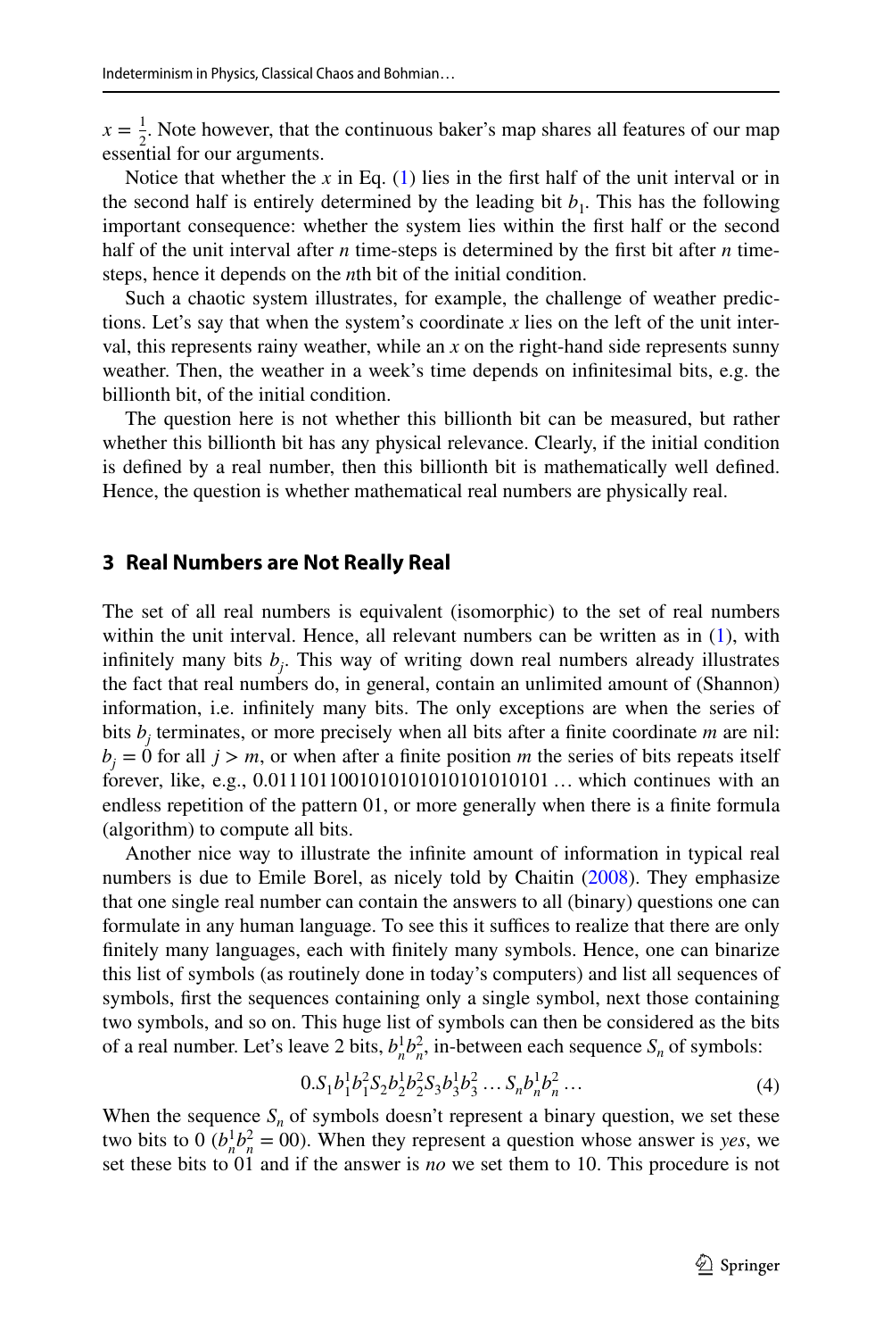$x = \frac{1}{2}$. Note however, that the continuous baker's map shares all features of our map essential for our arguments.

Notice that whether the $x$ in Eq. (1) lies in the first half of the unit interval or in the second half is entirely determined by the leading bit $b_1$. This has the following important consequence: whether the system lies within the first half or the second half of the unit interval after $n$ time-steps is determined by the first bit after $n$ time-steps, hence it depends on the $n$th bit of the initial condition.

Such a chaotic system illustrates, for example, the challenge of weather predictions. Let's say that when the system's coordinate $x$ lies on the left of the unit interval, this represents rainy weather, while an $x$ on the right-hand side represents sunny weather. Then, the weather in a week's time depends on infinitesimal bits, e.g. the billionth bit, of the initial condition.

The question here is not whether this billionth bit can be measured, but rather whether this billionth bit has any physical relevance. Clearly, if the initial condition is defined by a real number, then this billionth bit is mathematically well defined. Hence, the question is whether mathematical real numbers are physically real.

## 3 Real Numbers are Not Really Real

The set of all real numbers is equivalent (isomorphic) to the set of real numbers within the unit interval. Hence, all relevant numbers can be written as in (1), with infinitely many bits $b_j$. This way of writing down real numbers already illustrates the fact that real numbers do, in general, contain an unlimited amount of (Shannon) information, i.e. infinitely many bits. The only exceptions are when the series of bits $b_j$ terminates, or more precisely when all bits after a finite coordinate $m$ are nil: $b_j = 0$ for all $j > m$, or when after a finite position $m$ the series of bits repeats itself forever, like, e.g., 0.01110110010101010101010101… which continues with an endless repetition of the pattern 01, or more generally when there is a finite formula (algorithm) to compute all bits.

Another nice way to illustrate the infinite amount of information in typical real numbers is due to Emile Borel, as nicely told by Chaitin (2008). They emphasize that one single real number can contain the answers to all (binary) questions one can formulate in any human language. To see this it suffices to realize that there are only finitely many languages, each with finitely many symbols. Hence, one can binarize this list of symbols (as routinely done in today's computers) and list all sequences of symbols, first the sequences containing only a single symbol, next those containing two symbols, and so on. This huge list of symbols can then be considered as the bits of a real number. Let's leave 2 bits, $b_n^1 b_n^2$, in-between each sequence $S_n$ of symbols:

$$0.S_1 b_1^1 b_1^2 S_2 b_2^1 b_2^2 S_3 b_3^1 b_3^2 \dots S_n b_n^1 b_n^2 \dots \tag{4}$$

When the sequence $S_n$ of symbols doesn't represent a binary question, we set these two bits to 0 ($b_n^1 b_n^2 = 00$). When they represent a question whose answer is *yes*, we set these bits to 01 and if the answer is *no* we set them to 10. This procedure is not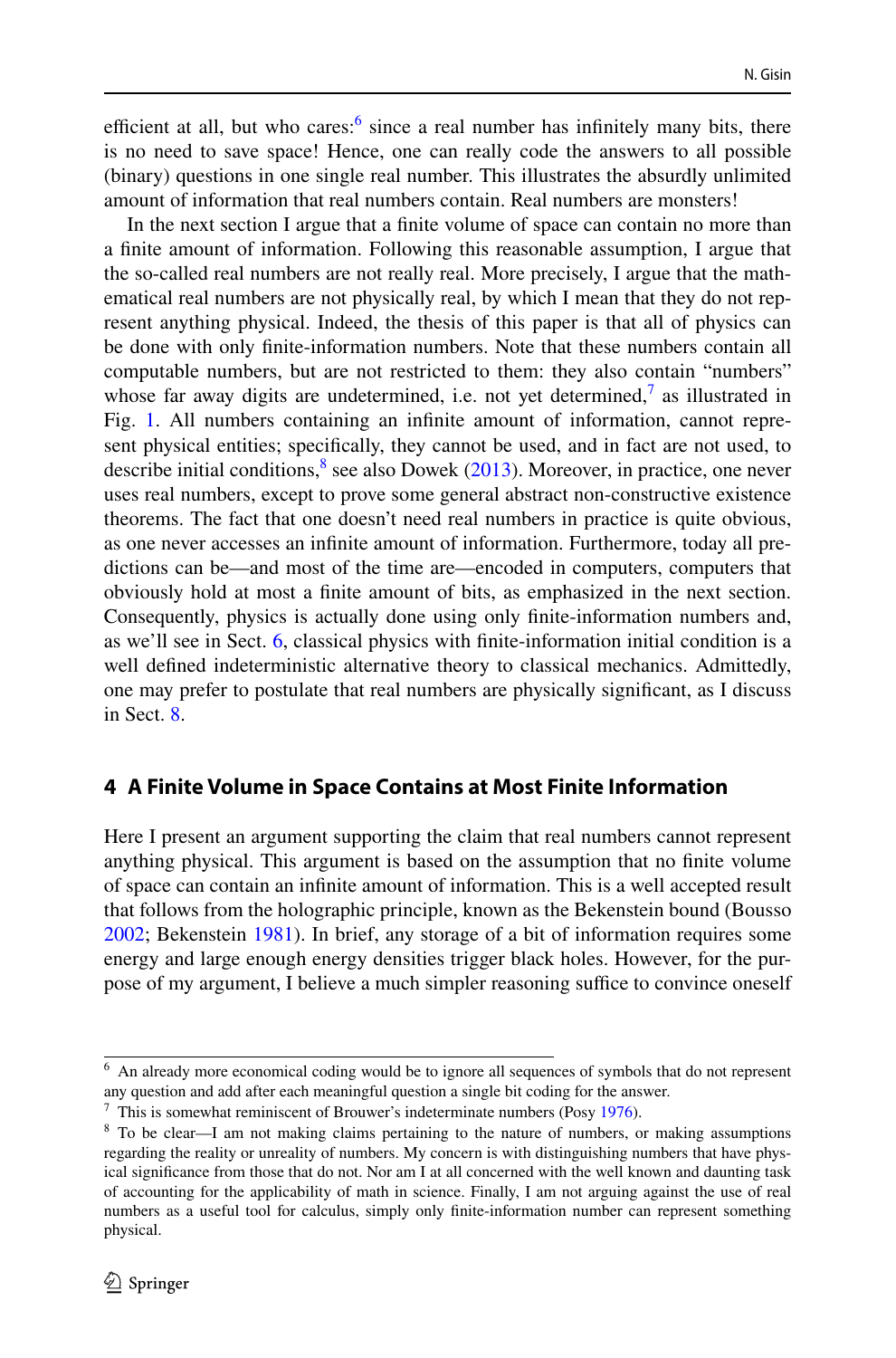efficient at all, but who cares:[6] since a real number has infinitely many bits, there is no need to save space! Hence, one can really code the answers to all possible (binary) questions in one single real number. This illustrates the absurdly unlimited amount of information that real numbers contain. Real numbers are monsters!

In the next section I argue that a finite volume of space can contain no more than a finite amount of information. Following this reasonable assumption, I argue that the so-called real numbers are not really real. More precisely, I argue that the mathematical real numbers are not physically real, by which I mean that they do not represent anything physical. Indeed, the thesis of this paper is that all of physics can be done with only finite-information numbers. Note that these numbers contain all computable numbers, but are not restricted to them: they also contain "numbers" whose far away digits are undetermined, i.e. not yet determined,[7] as illustrated in Fig. 1. All numbers containing an infinite amount of information, cannot represent physical entities; specifically, they cannot be used, and in fact are not used, to describe initial conditions,[8] see also Dowek (2013). Moreover, in practice, one never uses real numbers, except to prove some general abstract non-constructive existence theorems. The fact that one doesn't need real numbers in practice is quite obvious, as one never accesses an infinite amount of information. Furthermore, today all predictions can be—and most of the time are—encoded in computers, computers that obviously hold at most a finite amount of bits, as emphasized in the next section. Consequently, physics is actually done using only finite-information numbers and, as we'll see in Sect. 6, classical physics with finite-information initial condition is a well defined indeterministic alternative theory to classical mechanics. Admittedly, one may prefer to postulate that real numbers are physically significant, as I discuss in Sect. 8.

## 4 A Finite Volume in Space Contains at Most Finite Information

Here I present an argument supporting the claim that real numbers cannot represent anything physical. This argument is based on the assumption that no finite volume of space can contain an infinite amount of information. This is a well accepted result that follows from the holographic principle, known as the Bekenstein bound (Bousso 2002; Bekenstein 1981). In brief, any storage of a bit of information requires some energy and large enough energy densities trigger black holes. However, for the purpose of my argument, I believe a much simpler reasoning suffice to convince oneself

---

[6] An already more economical coding would be to ignore all sequences of symbols that do not represent any question and add after each meaningful question a single bit coding for the answer.

[7] This is somewhat reminiscent of Brouwer's indeterminate numbers (Posy 1976).

[8] To be clear—I am not making claims pertaining to the nature of numbers, or making assumptions regarding the reality or unreality of numbers. My concern is with distinguishing numbers that have physical significance from those that do not. Nor am I at all concerned with the well known and daunting task of accounting for the applicability of math in science. Finally, I am not arguing against the use of real numbers as a useful tool for calculus, simply only finite-information number can represent something physical.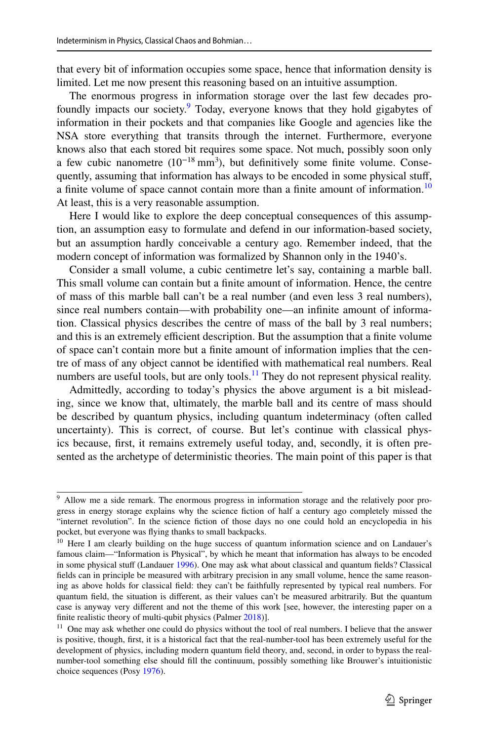that every bit of information occupies some space, hence that information density is limited. Let me now present this reasoning based on an intuitive assumption.

The enormous progress in information storage over the last few decades profoundly impacts our society.[9] Today, everyone knows that they hold gigabytes of information in their pockets and that companies like Google and agencies like the NSA store everything that transits through the internet. Furthermore, everyone knows also that each stored bit requires some space. Not much, possibly soon only a few cubic nanometre ($10^{-18}$ mm$^3$), but definitively some finite volume. Consequently, assuming that information has always to be encoded in some physical stuff, a finite volume of space cannot contain more than a finite amount of information.[10] At least, this is a very reasonable assumption.

Here I would like to explore the deep conceptual consequences of this assumption, an assumption easy to formulate and defend in our information-based society, but an assumption hardly conceivable a century ago. Remember indeed, that the modern concept of information was formalized by Shannon only in the 1940's.

Consider a small volume, a cubic centimetre let's say, containing a marble ball. This small volume can contain but a finite amount of information. Hence, the centre of mass of this marble ball can't be a real number (and even less 3 real numbers), since real numbers contain—with probability one—an infinite amount of information. Classical physics describes the centre of mass of the ball by 3 real numbers; and this is an extremely efficient description. But the assumption that a finite volume of space can't contain more but a finite amount of information implies that the centre of mass of any object cannot be identified with mathematical real numbers. Real numbers are useful tools, but are only tools.[11] They do not represent physical reality.

Admittedly, according to today's physics the above argument is a bit misleading, since we know that, ultimately, the marble ball and its centre of mass should be described by quantum physics, including quantum indeterminacy (often called uncertainty). This is correct, of course. But let's continue with classical physics because, first, it remains extremely useful today, and, secondly, it is often presented as the archetype of deterministic theories. The main point of this paper is that

---

[9] Allow me a side remark. The enormous progress in information storage and the relatively poor progress in energy storage explains why the science fiction of half a century ago completely missed the "internet revolution". In the science fiction of those days no one could hold an encyclopedia in his pocket, but everyone was flying thanks to small backpacks.

[10] Here I am clearly building on the huge success of quantum information science and on Landauer's famous claim—"Information is Physical", by which he meant that information has always to be encoded in some physical stuff (Landauer 1996). One may ask what about classical and quantum fields? Classical fields can in principle be measured with arbitrary precision in any small volume, hence the same reasoning as above holds for classical field: they can't be faithfully represented by typical real numbers. For quantum field, the situation is different, as their values can't be measured arbitrarily. But the quantum case is anyway very different and not the theme of this work [see, however, the interesting paper on a finite realistic theory of multi-qubit physics (Palmer 2018)].

[11] One may ask whether one could do physics without the tool of real numbers. I believe that the answer is positive, though, first, it is a historical fact that the real-number-tool has been extremely useful for the development of physics, including modern quantum field theory, and, second, in order to bypass the real-number-tool something else should fill the continuum, possibly something like Brouwer's intuitionistic choice sequences (Posy 1976).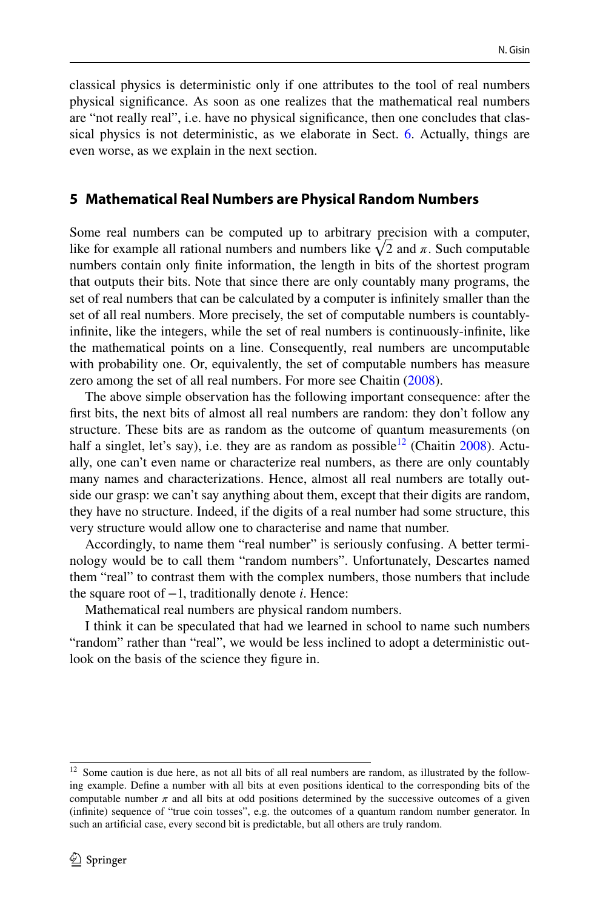classical physics is deterministic only if one attributes to the tool of real numbers physical significance. As soon as one realizes that the mathematical real numbers are "not really real", i.e. have no physical significance, then one concludes that classical physics is not deterministic, as we elaborate in Sect. 6. Actually, things are even worse, as we explain in the next section.

## 5 Mathematical Real Numbers are Physical Random Numbers

Some real numbers can be computed up to arbitrary precision with a computer, like for example all rational numbers and numbers like $\sqrt{2}$ and $\pi$. Such computable numbers contain only finite information, the length in bits of the shortest program that outputs their bits. Note that since there are only countably many programs, the set of real numbers that can be calculated by a computer is infinitely smaller than the set of all real numbers. More precisely, the set of computable numbers is countably-infinite, like the integers, while the set of real numbers is continuously-infinite, like the mathematical points on a line. Consequently, real numbers are uncomputable with probability one. Or, equivalently, the set of computable numbers has measure zero among the set of all real numbers. For more see Chaitin (2008).

The above simple observation has the following important consequence: after the first bits, the next bits of almost all real numbers are random: they don't follow any structure. These bits are as random as the outcome of quantum measurements (on half a singlet, let's say), i.e. they are as random as possible[12] (Chaitin 2008). Actually, one can't even name or characterize real numbers, as there are only countably many names and characterizations. Hence, almost all real numbers are totally outside our grasp: we can't say anything about them, except that their digits are random, they have no structure. Indeed, if the digits of a real number had some structure, this very structure would allow one to characterise and name that number.

Accordingly, to name them "real number" is seriously confusing. A better terminology would be to call them "random numbers". Unfortunately, Descartes named them "real" to contrast them with the complex numbers, those numbers that include the square root of $-1$, traditionally denote $i$. Hence:

Mathematical real numbers are physical random numbers.

I think it can be speculated that had we learned in school to name such numbers "random" rather than "real", we would be less inclined to adopt a deterministic outlook on the basis of the science they figure in.

[12] Some caution is due here, as not all bits of all real numbers are random, as illustrated by the following example. Define a number with all bits at even positions identical to the corresponding bits of the computable number $\pi$ and all bits at odd positions determined by the successive outcomes of a given (infinite) sequence of "true coin tosses", e.g. the outcomes of a quantum random number generator. In such an artificial case, every second bit is predictable, but all others are truly random.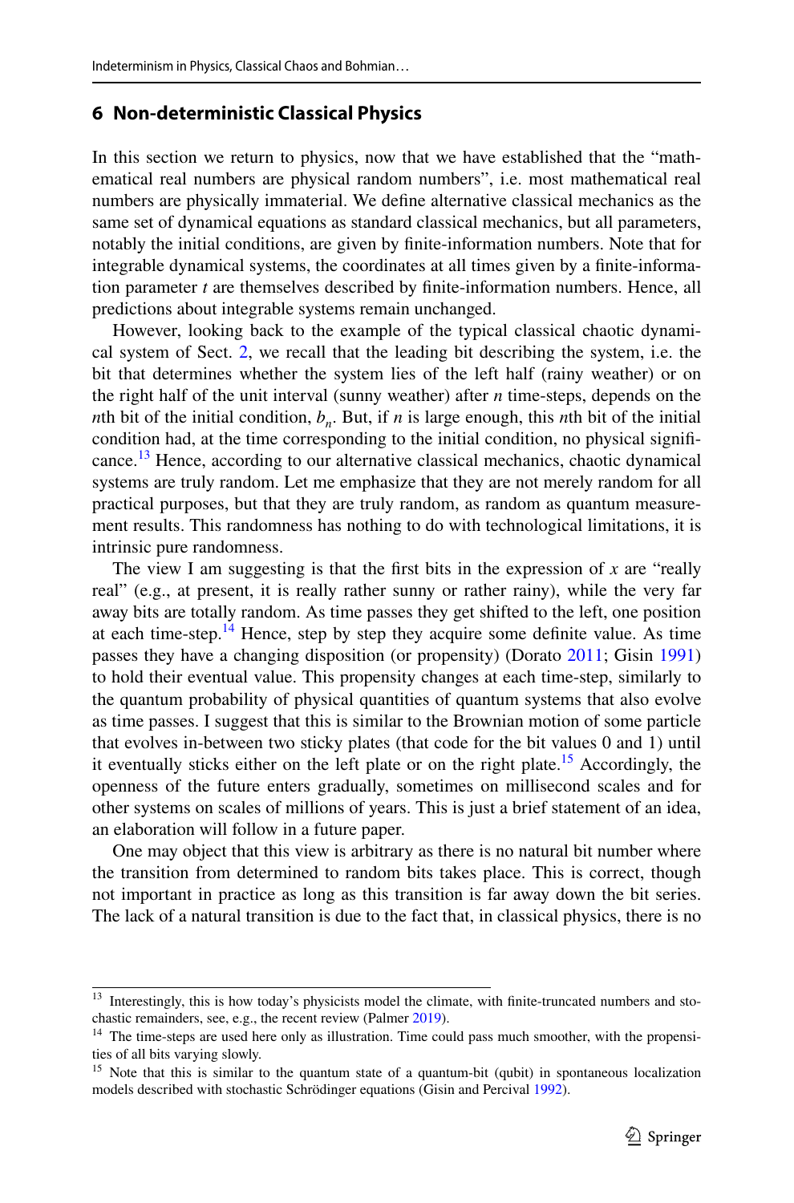## 6 Non-deterministic Classical Physics

In this section we return to physics, now that we have established that the "mathematical real numbers are physical random numbers", i.e. most mathematical real numbers are physically immaterial. We define alternative classical mechanics as the same set of dynamical equations as standard classical mechanics, but all parameters, notably the initial conditions, are given by finite-information numbers. Note that for integrable dynamical systems, the coordinates at all times given by a finite-information parameter $t$ are themselves described by finite-information numbers. Hence, all predictions about integrable systems remain unchanged.

However, looking back to the example of the typical classical chaotic dynamical system of Sect. 2, we recall that the leading bit describing the system, i.e. the bit that determines whether the system lies of the left half (rainy weather) or on the right half of the unit interval (sunny weather) after $n$ time-steps, depends on the $n$th bit of the initial condition, $b_n$. But, if $n$ is large enough, this $n$th bit of the initial condition had, at the time corresponding to the initial condition, no physical significance.[13] Hence, according to our alternative classical mechanics, chaotic dynamical systems are truly random. Let me emphasize that they are not merely random for all practical purposes, but that they are truly random, as random as quantum measurement results. This randomness has nothing to do with technological limitations, it is intrinsic pure randomness.

The view I am suggesting is that the first bits in the expression of $x$ are "really real" (e.g., at present, it is really rather sunny or rather rainy), while the very far away bits are totally random. As time passes they get shifted to the left, one position at each time-step.[14] Hence, step by step they acquire some definite value. As time passes they have a changing disposition (or propensity) (Dorato 2011; Gisin 1991) to hold their eventual value. This propensity changes at each time-step, similarly to the quantum probability of physical quantities of quantum systems that also evolve as time passes. I suggest that this is similar to the Brownian motion of some particle that evolves in-between two sticky plates (that code for the bit values 0 and 1) until it eventually sticks either on the left plate or on the right plate.[15] Accordingly, the openness of the future enters gradually, sometimes on millisecond scales and for other systems on scales of millions of years. This is just a brief statement of an idea, an elaboration will follow in a future paper.

One may object that this view is arbitrary as there is no natural bit number where the transition from determined to random bits takes place. This is correct, though not important in practice as long as this transition is far away down the bit series. The lack of a natural transition is due to the fact that, in classical physics, there is no

[13] Interestingly, this is how today's physicists model the climate, with finite-truncated numbers and stochastic remainders, see, e.g., the recent review (Palmer 2019).

[14] The time-steps are used here only as illustration. Time could pass much smoother, with the propensities of all bits varying slowly.

[15] Note that this is similar to the quantum state of a quantum-bit (qubit) in spontaneous localization models described with stochastic Schrödinger equations (Gisin and Percival 1992).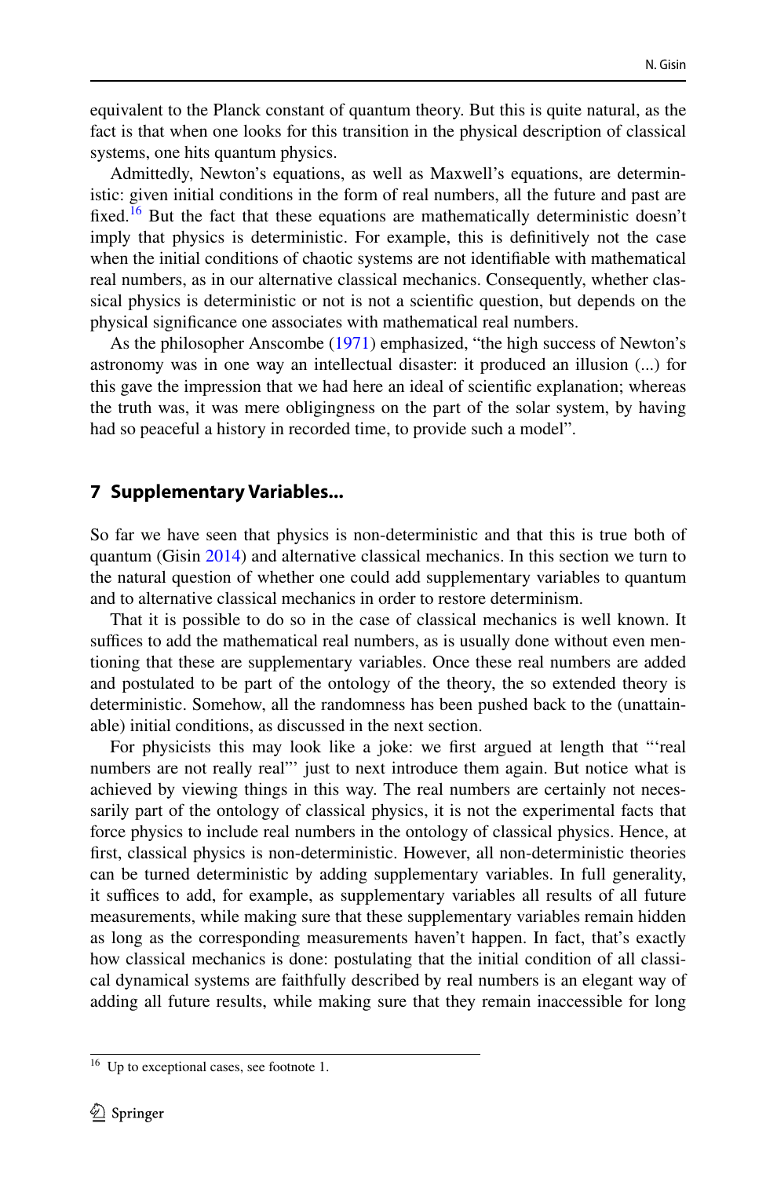equivalent to the Planck constant of quantum theory. But this is quite natural, as the fact is that when one looks for this transition in the physical description of classical systems, one hits quantum physics.

Admittedly, Newton's equations, as well as Maxwell's equations, are deterministic: given initial conditions in the form of real numbers, all the future and past are fixed.[16] But the fact that these equations are mathematically deterministic doesn't imply that physics is deterministic. For example, this is definitively not the case when the initial conditions of chaotic systems are not identifiable with mathematical real numbers, as in our alternative classical mechanics. Consequently, whether classical physics is deterministic or not is not a scientific question, but depends on the physical significance one associates with mathematical real numbers.

As the philosopher Anscombe (1971) emphasized, "the high success of Newton's astronomy was in one way an intellectual disaster: it produced an illusion (...) for this gave the impression that we had here an ideal of scientific explanation; whereas the truth was, it was mere obligingness on the part of the solar system, by having had so peaceful a history in recorded time, to provide such a model".

## 7 Supplementary Variables...

So far we have seen that physics is non-deterministic and that this is true both of quantum (Gisin 2014) and alternative classical mechanics. In this section we turn to the natural question of whether one could add supplementary variables to quantum and to alternative classical mechanics in order to restore determinism.

That it is possible to do so in the case of classical mechanics is well known. It suffices to add the mathematical real numbers, as is usually done without even mentioning that these are supplementary variables. Once these real numbers are added and postulated to be part of the ontology of the theory, the so extended theory is deterministic. Somehow, all the randomness has been pushed back to the (unattainable) initial conditions, as discussed in the next section.

For physicists this may look like a joke: we first argued at length that "'real numbers are not really real"' just to next introduce them again. But notice what is achieved by viewing things in this way. The real numbers are certainly not necessarily part of the ontology of classical physics, it is not the experimental facts that force physics to include real numbers in the ontology of classical physics. Hence, at first, classical physics is non-deterministic. However, all non-deterministic theories can be turned deterministic by adding supplementary variables. In full generality, it suffices to add, for example, as supplementary variables all results of all future measurements, while making sure that these supplementary variables remain hidden as long as the corresponding measurements haven't happen. In fact, that's exactly how classical mechanics is done: postulating that the initial condition of all classical dynamical systems are faithfully described by real numbers is an elegant way of adding all future results, while making sure that they remain inaccessible for long

[16] Up to exceptional cases, see footnote 1.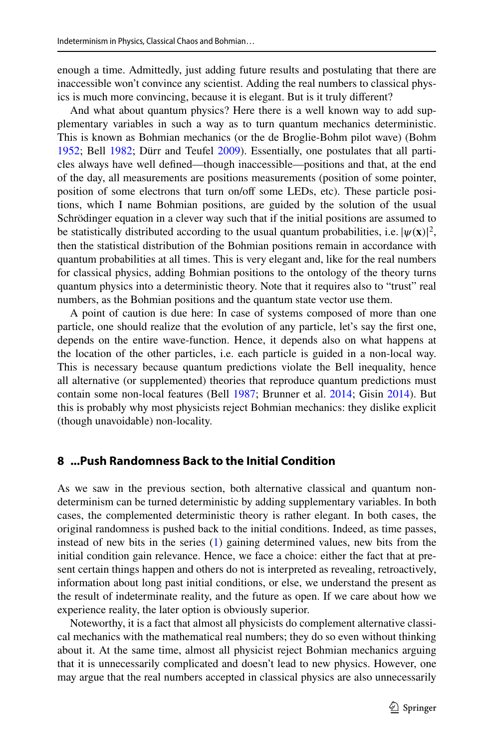enough a time. Admittedly, just adding future results and postulating that there are inaccessible won't convince any scientist. Adding the real numbers to classical physics is much more convincing, because it is elegant. But is it truly different?

And what about quantum physics? Here there is a well known way to add supplementary variables in such a way as to turn quantum mechanics deterministic. This is known as Bohmian mechanics (or the de Broglie-Bohm pilot wave) (Bohm 1952; Bell 1982; Dürr and Teufel 2009). Essentially, one postulates that all particles always have well defined—though inaccessible—positions and that, at the end of the day, all measurements are positions measurements (position of some pointer, position of some electrons that turn on/off some LEDs, etc). These particle positions, which I name Bohmian positions, are guided by the solution of the usual Schrödinger equation in a clever way such that if the initial positions are assumed to be statistically distributed according to the usual quantum probabilities, i.e. $|\psi(\mathbf{x})|^2$, then the statistical distribution of the Bohmian positions remain in accordance with quantum probabilities at all times. This is very elegant and, like for the real numbers for classical physics, adding Bohmian positions to the ontology of the theory turns quantum physics into a deterministic theory. Note that it requires also to "trust" real numbers, as the Bohmian positions and the quantum state vector use them.

A point of caution is due here: In case of systems composed of more than one particle, one should realize that the evolution of any particle, let's say the first one, depends on the entire wave-function. Hence, it depends also on what happens at the location of the other particles, i.e. each particle is guided in a non-local way. This is necessary because quantum predictions violate the Bell inequality, hence all alternative (or supplemented) theories that reproduce quantum predictions must contain some non-local features (Bell 1987; Brunner et al. 2014; Gisin 2014). But this is probably why most physicists reject Bohmian mechanics: they dislike explicit (though unavoidable) non-locality.

## 8 ...Push Randomness Back to the Initial Condition

As we saw in the previous section, both alternative classical and quantum non-determinism can be turned deterministic by adding supplementary variables. In both cases, the complemented deterministic theory is rather elegant. In both cases, the original randomness is pushed back to the initial conditions. Indeed, as time passes, instead of new bits in the series (1) gaining determined values, new bits from the initial condition gain relevance. Hence, we face a choice: either the fact that at present certain things happen and others do not is interpreted as revealing, retroactively, information about long past initial conditions, or else, we understand the present as the result of indeterminate reality, and the future as open. If we care about how we experience reality, the later option is obviously superior.

Noteworthy, it is a fact that almost all physicists do complement alternative classical mechanics with the mathematical real numbers; they do so even without thinking about it. At the same time, almost all physicist reject Bohmian mechanics arguing that it is unnecessarily complicated and doesn't lead to new physics. However, one may argue that the real numbers accepted in classical physics are also unnecessarily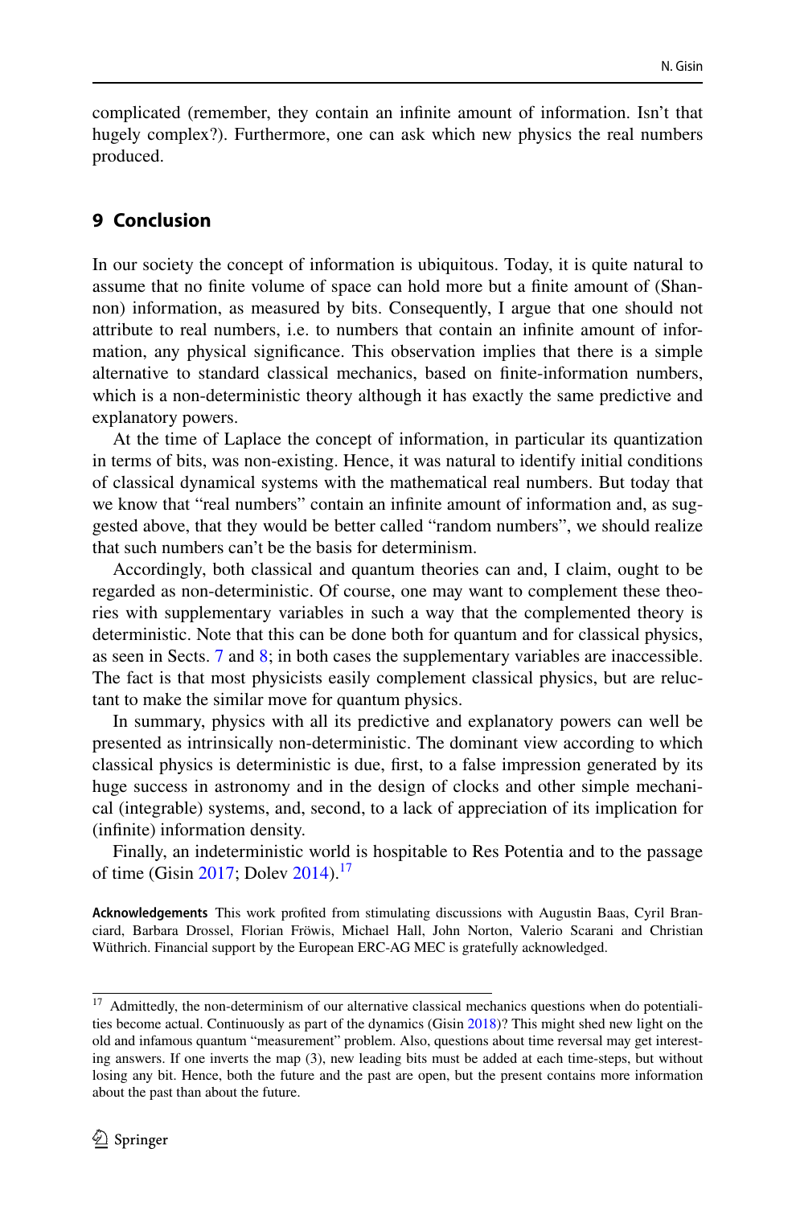complicated (remember, they contain an infinite amount of information. Isn't that hugely complex?). Furthermore, one can ask which new physics the real numbers produced.

## 9 Conclusion

In our society the concept of information is ubiquitous. Today, it is quite natural to assume that no finite volume of space can hold more but a finite amount of (Shannon) information, as measured by bits. Consequently, I argue that one should not attribute to real numbers, i.e. to numbers that contain an infinite amount of information, any physical significance. This observation implies that there is a simple alternative to standard classical mechanics, based on finite-information numbers, which is a non-deterministic theory although it has exactly the same predictive and explanatory powers.

At the time of Laplace the concept of information, in particular its quantization in terms of bits, was non-existing. Hence, it was natural to identify initial conditions of classical dynamical systems with the mathematical real numbers. But today that we know that "real numbers" contain an infinite amount of information and, as suggested above, that they would be better called "random numbers", we should realize that such numbers can't be the basis for determinism.

Accordingly, both classical and quantum theories can and, I claim, ought to be regarded as non-deterministic. Of course, one may want to complement these theories with supplementary variables in such a way that the complemented theory is deterministic. Note that this can be done both for quantum and for classical physics, as seen in Sects. 7 and 8; in both cases the supplementary variables are inaccessible. The fact is that most physicists easily complement classical physics, but are reluctant to make the similar move for quantum physics.

In summary, physics with all its predictive and explanatory powers can well be presented as intrinsically non-deterministic. The dominant view according to which classical physics is deterministic is due, first, to a false impression generated by its huge success in astronomy and in the design of clocks and other simple mechanical (integrable) systems, and, second, to a lack of appreciation of its implication for (infinite) information density.

Finally, an indeterministic world is hospitable to Res Potentia and to the passage of time (Gisin 2017; Dolev 2014).[17]

**Acknowledgements** This work profited from stimulating discussions with Augustin Baas, Cyril Branciard, Barbara Drossel, Florian Fröwis, Michael Hall, John Norton, Valerio Scarani and Christian Wüthrich. Financial support by the European ERC-AG MEC is gratefully acknowledged.

---

[17] Admittedly, the non-determinism of our alternative classical mechanics questions when do potentialities become actual. Continuously as part of the dynamics (Gisin 2018)? This might shed new light on the old and infamous quantum "measurement" problem. Also, questions about time reversal may get interesting answers. If one inverts the map (3), new leading bits must be added at each time-steps, but without losing any bit. Hence, both the future and the past are open, but the present contains more information about the past than about the future.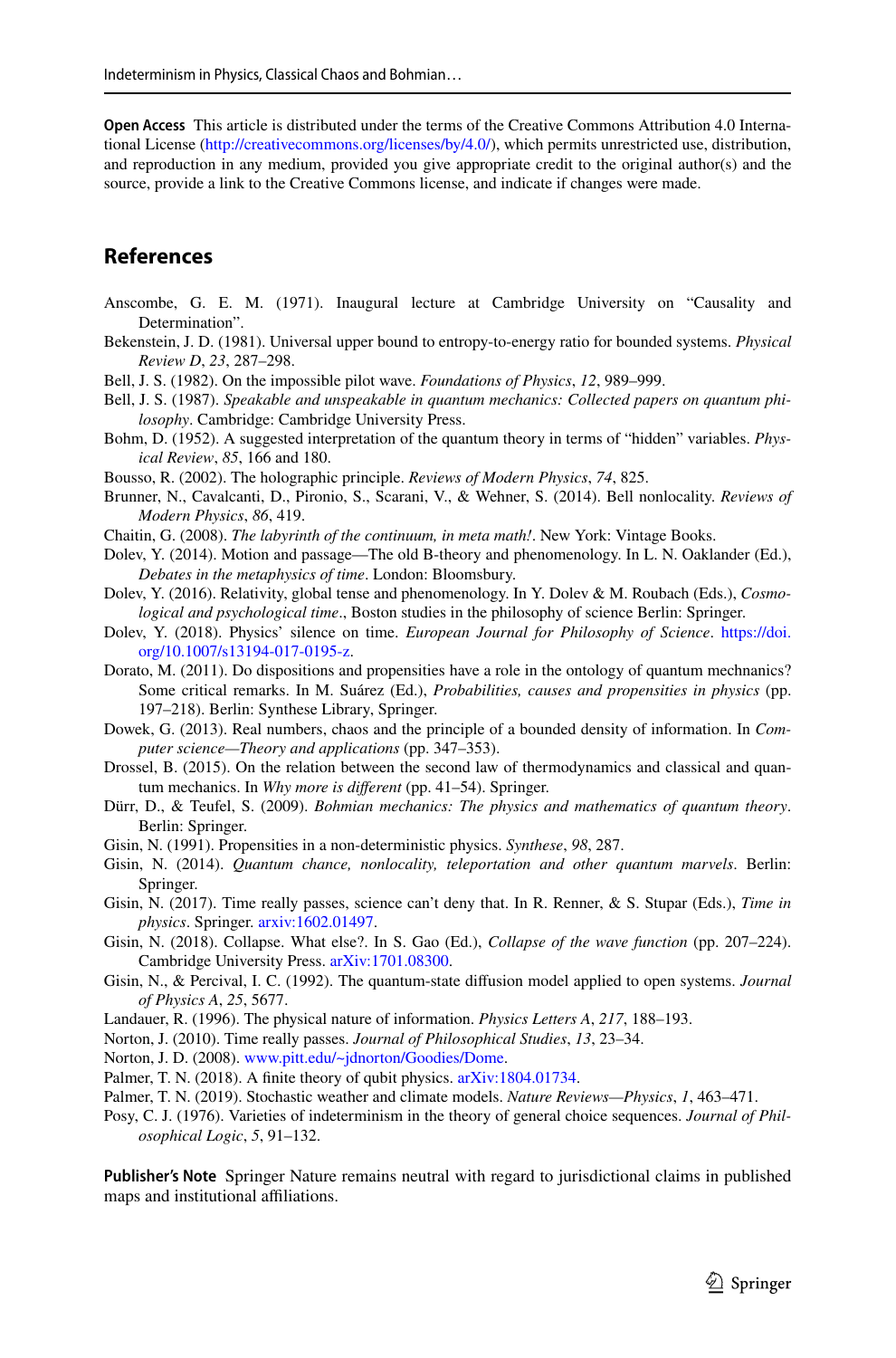**Open Access** This article is distributed under the terms of the Creative Commons Attribution 4.0 International License (http://creativecommons.org/licenses/by/4.0/), which permits unrestricted use, distribution, and reproduction in any medium, provided you give appropriate credit to the original author(s) and the source, provide a link to the Creative Commons license, and indicate if changes were made.

## References

Anscombe, G. E. M. (1971). Inaugural lecture at Cambridge University on "Causality and Determination".

Bekenstein, J. D. (1981). Universal upper bound to entropy-to-energy ratio for bounded systems. *Physical Review D*, *23*, 287–298.

Bell, J. S. (1982). On the impossible pilot wave. *Foundations of Physics*, *12*, 989–999.

Bell, J. S. (1987). *Speakable and unspeakable in quantum mechanics: Collected papers on quantum philosophy*. Cambridge: Cambridge University Press.

Bohm, D. (1952). A suggested interpretation of the quantum theory in terms of "hidden" variables. *Physical Review*, *85*, 166 and 180.

Bousso, R. (2002). The holographic principle. *Reviews of Modern Physics*, *74*, 825.

Brunner, N., Cavalcanti, D., Pironio, S., Scarani, V., & Wehner, S. (2014). Bell nonlocality. *Reviews of Modern Physics*, *86*, 419.

Chaitin, G. (2008). *The labyrinth of the continuum, in meta math!*. New York: Vintage Books.

Dolev, Y. (2014). Motion and passage—The old B-theory and phenomenology. In L. N. Oaklander (Ed.), *Debates in the metaphysics of time*. London: Bloomsbury.

Dolev, Y. (2016). Relativity, global tense and phenomenology. In Y. Dolev & M. Roubach (Eds.), *Cosmological and psychological time*., Boston studies in the philosophy of science Berlin: Springer.

Dolev, Y. (2018). Physics' silence on time. *European Journal for Philosophy of Science*. https://doi.org/10.1007/s13194-017-0195-z.

Dorato, M. (2011). Do dispositions and propensities have a role in the ontology of quantum mechanics? Some critical remarks. In M. Suárez (Ed.), *Probabilities, causes and propensities in physics* (pp. 197–218). Berlin: Synthese Library, Springer.

Dowek, G. (2013). Real numbers, chaos and the principle of a bounded density of information. In *Computer science—Theory and applications* (pp. 347–353).

Drossel, B. (2015). On the relation between the second law of thermodynamics and classical and quantum mechanics. In *Why more is different* (pp. 41–54). Springer.

Dürr, D., & Teufel, S. (2009). *Bohmian mechanics: The physics and mathematics of quantum theory*. Berlin: Springer.

Gisin, N. (1991). Propensities in a non-deterministic physics. *Synthese*, *98*, 287.

Gisin, N. (2014). *Quantum chance, nonlocality, teleportation and other quantum marvels*. Berlin: Springer.

Gisin, N. (2017). Time really passes, science can't deny that. In R. Renner, & S. Stupar (Eds.), *Time in physics*. Springer. arxiv:1602.01497.

Gisin, N. (2018). Collapse. What else?. In S. Gao (Ed.), *Collapse of the wave function* (pp. 207–224). Cambridge University Press. arXiv:1701.08300.

Gisin, N., & Percival, I. C. (1992). The quantum-state diffusion model applied to open systems. *Journal of Physics A*, *25*, 5677.

Landauer, R. (1996). The physical nature of information. *Physics Letters A*, *217*, 188–193.

Norton, J. (2010). Time really passes. *Journal of Philosophical Studies*, *13*, 23–34.

Norton, J. D. (2008). www.pitt.edu/~jdnorton/Goodies/Dome.

Palmer, T. N. (2018). A finite theory of qubit physics. arXiv:1804.01734.

Palmer, T. N. (2019). Stochastic weather and climate models. *Nature Reviews—Physics*, *1*, 463–471.

Posy, C. J. (1976). Varieties of indeterminism in the theory of general choice sequences. *Journal of Philosophical Logic*, *5*, 91–132.

**Publisher's Note** Springer Nature remains neutral with regard to jurisdictional claims in published maps and institutional affiliations.